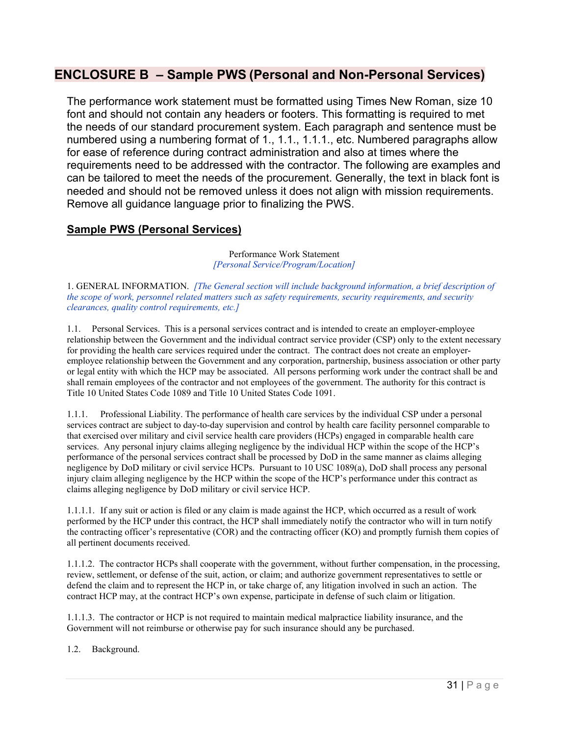## ENCLOSURE B – Sample PWS (Personal and Non-Personal Services)

The performance work statement must be formatted using Times New Roman, size 10 font and should not contain any headers or footers. This formatting is required to met the needs of our standard procurement system. Each paragraph and sentence must be numbered using a numbering format of 1., 1.1., 1.1.1., etc. Numbered paragraphs allow for ease of reference during contract administration and also at times where the requirements need to be addressed with the contractor. The following are examples and can be tailored to meet the needs of the procurement. Generally, the text in black font is needed and should not be removed unless it does not align with mission requirements. Remove all guidance language prior to finalizing the PWS.

### Sample PWS (Personal Services)

Performance Work Statement
*[Personal Service/Program/Location]*

1. GENERAL INFORMATION. *[The General section will include background information, a brief description of the scope of work, personnel related matters such as safety requirements, security requirements, and security clearances, quality control requirements, etc.]*

1.1. Personal Services. This is a personal services contract and is intended to create an employer-employee relationship between the Government and the individual contract service provider (CSP) only to the extent necessary for providing the health care services required under the contract. The contract does not create an employer-employee relationship between the Government and any corporation, partnership, business association or other party or legal entity with which the HCP may be associated. All persons performing work under the contract shall be and shall remain employees of the contractor and not employees of the government. The authority for this contract is Title 10 United States Code 1089 and Title 10 United States Code 1091.

1.1.1. Professional Liability. The performance of health care services by the individual CSP under a personal services contract are subject to day-to-day supervision and control by health care facility personnel comparable to that exercised over military and civil service health care providers (HCPs) engaged in comparable health care services. Any personal injury claims alleging negligence by the individual HCP within the scope of the HCP's performance of the personal services contract shall be processed by DoD in the same manner as claims alleging negligence by DoD military or civil service HCPs. Pursuant to 10 USC 1089(a), DoD shall process any personal injury claim alleging negligence by the HCP within the scope of the HCP's performance under this contract as claims alleging negligence by DoD military or civil service HCP.

1.1.1.1. If any suit or action is filed or any claim is made against the HCP, which occurred as a result of work performed by the HCP under this contract, the HCP shall immediately notify the contractor who will in turn notify the contracting officer's representative (COR) and the contracting officer (KO) and promptly furnish them copies of all pertinent documents received.

1.1.1.2. The contractor HCPs shall cooperate with the government, without further compensation, in the processing, review, settlement, or defense of the suit, action, or claim; and authorize government representatives to settle or defend the claim and to represent the HCP in, or take charge of, any litigation involved in such an action. The contract HCP may, at the contract HCP's own expense, participate in defense of such claim or litigation.

1.1.1.3. The contractor or HCP is not required to maintain medical malpractice liability insurance, and the Government will not reimburse or otherwise pay for such insurance should any be purchased.

1.2. Background.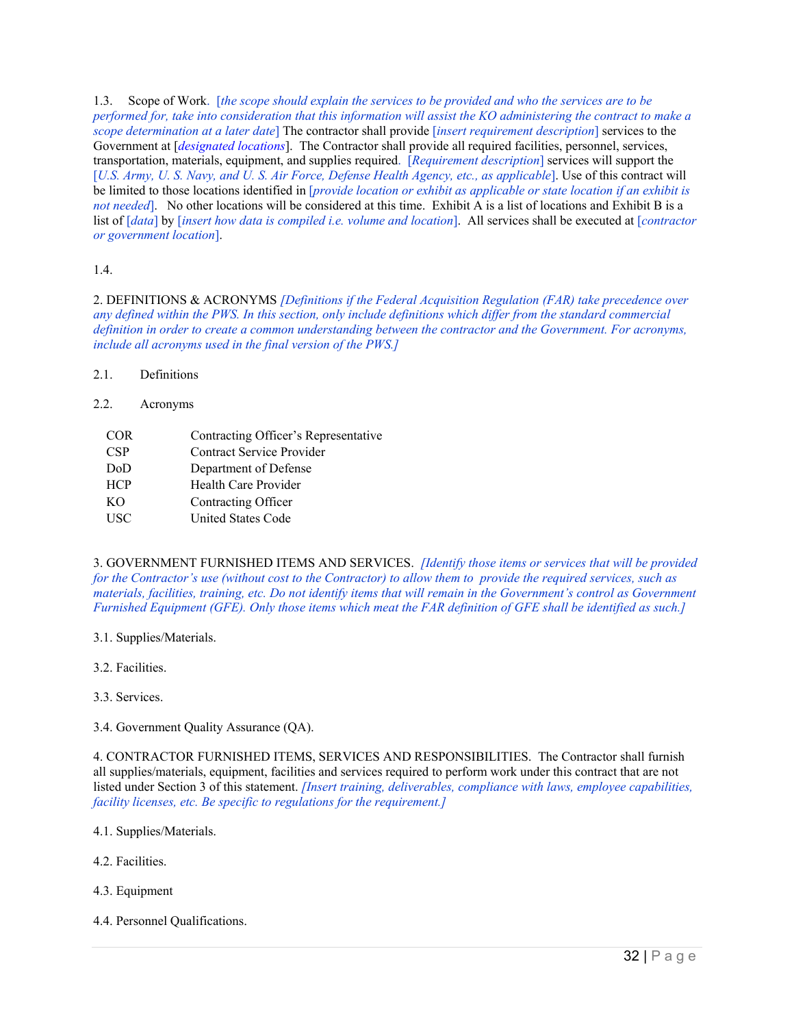1.3. Scope of Work. [*the scope should explain the services to be provided and who the services are to be performed for, take into consideration that this information will assist the KO administering the contract to make a scope determination at a later date*] The contractor shall provide [*insert requirement description*] services to the Government at [*designated locations*]. The Contractor shall provide all required facilities, personnel, services, transportation, materials, equipment, and supplies required. [*Requirement description*] services will support the [*U.S. Army, U. S. Navy, and U. S. Air Force, Defense Health Agency, etc., as applicable*]. Use of this contract will be limited to those locations identified in [*provide location or exhibit as applicable or state location if an exhibit is not needed*]. No other locations will be considered at this time. Exhibit A is a list of locations and Exhibit B is a list of [*data*] by [*insert how data is compiled i.e. volume and location*]. All services shall be executed at [*contractor or government location*].

1.4.

## 2. DEFINITIONS & ACRONYMS

*[Definitions if the Federal Acquisition Regulation (FAR) take precedence over any defined within the PWS. In this section, only include definitions which differ from the standard commercial definition in order to create a common understanding between the contractor and the Government. For acronyms, include all acronyms used in the final version of the PWS.]*

2.1. Definitions

2.2. Acronyms

| | |
|---|---|
| COR | Contracting Officer's Representative |
| CSP | Contract Service Provider |
| DoD | Department of Defense |
| HCP | Health Care Provider |
| KO | Contracting Officer |
| USC | United States Code |

## 3. GOVERNMENT FURNISHED ITEMS AND SERVICES.

*[Identify those items or services that will be provided for the Contractor's use (without cost to the Contractor) to allow them to provide the required services, such as materials, facilities, training, etc. Do not identify items that will remain in the Government's control as Government Furnished Equipment (GFE). Only those items which meat the FAR definition of GFE shall be identified as such.]*

3.1. Supplies/Materials.

3.2. Facilities.

3.3. Services.

3.4. Government Quality Assurance (QA).

## 4. CONTRACTOR FURNISHED ITEMS, SERVICES AND RESPONSIBILITIES.

The Contractor shall furnish all supplies/materials, equipment, facilities and services required to perform work under this contract that are not listed under Section 3 of this statement. *[Insert training, deliverables, compliance with laws, employee capabilities, facility licenses, etc. Be specific to regulations for the requirement.]*

4.1. Supplies/Materials.

4.2. Facilities.

4.3. Equipment

4.4. Personnel Qualifications.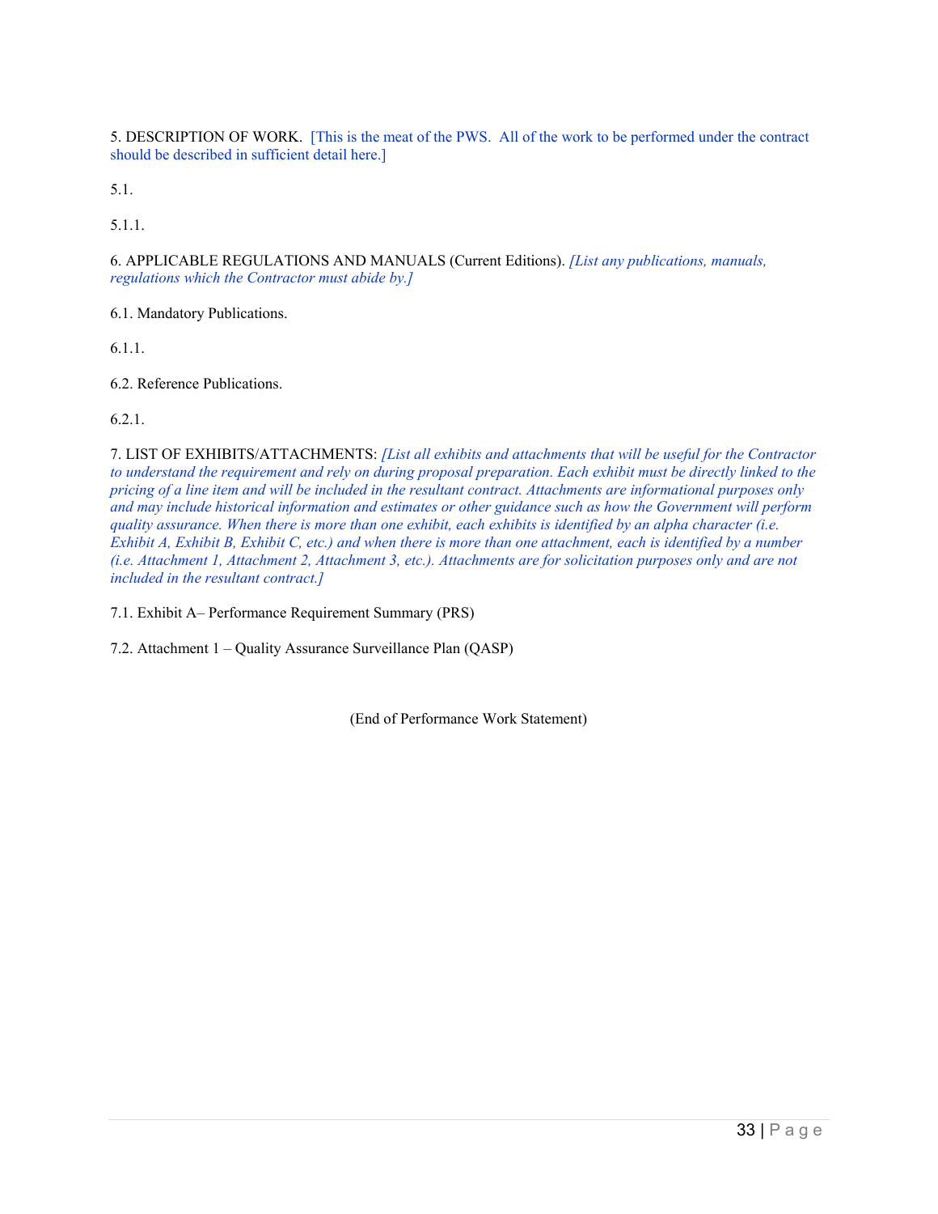5. DESCRIPTION OF WORK. [This is the meat of the PWS. All of the work to be performed under the contract should be described in sufficient detail here.]

5.1.

5.1.1.

6. APPLICABLE REGULATIONS AND MANUALS (Current Editions). *[List any publications, manuals, regulations which the Contractor must abide by.]*

6.1. Mandatory Publications.

6.1.1.

6.2. Reference Publications.

6.2.1.

7. LIST OF EXHIBITS/ATTACHMENTS: *[List all exhibits and attachments that will be useful for the Contractor to understand the requirement and rely on during proposal preparation. Each exhibit must be directly linked to the pricing of a line item and will be included in the resultant contract. Attachments are informational purposes only and may include historical information and estimates or other guidance such as how the Government will perform quality assurance. When there is more than one exhibit, each exhibits is identified by an alpha character (i.e. Exhibit A, Exhibit B, Exhibit C, etc.) and when there is more than one attachment, each is identified by a number (i.e. Attachment 1, Attachment 2, Attachment 3, etc.). Attachments are for solicitation purposes only and are not included in the resultant contract.]*

7.1. Exhibit A– Performance Requirement Summary (PRS)

7.2. Attachment 1 – Quality Assurance Surveillance Plan (QASP)

(End of Performance Work Statement)